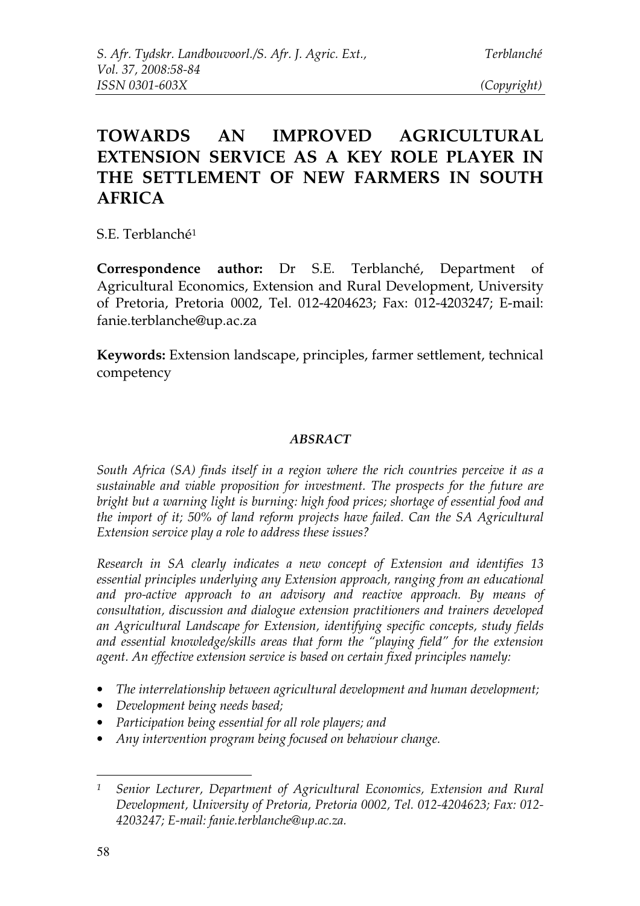# TOWARDS AN IMPROVED AGRICULTURAL EXTENSION SERVICE AS A KEY ROLE PLAYER IN THE SETTLEMENT OF NEW FARMERS IN SOUTH AFRICA

S.E. Terblanché[1]

**Correspondence author:** Dr S.E. Terblanché, Department of Agricultural Economics, Extension and Rural Development, University of Pretoria, Pretoria 0002, Tel. 012-4204623; Fax: 012-4203247; E-mail: fanie.terblanche@up.ac.za

**Keywords:** Extension landscape, principles, farmer settlement, technical competency

### *ABSRACT*

*South Africa (SA) finds itself in a region where the rich countries perceive it as a sustainable and viable proposition for investment. The prospects for the future are bright but a warning light is burning: high food prices; shortage of essential food and the import of it; 50% of land reform projects have failed. Can the SA Agricultural Extension service play a role to address these issues?*

*Research in SA clearly indicates a new concept of Extension and identifies 13 essential principles underlying any Extension approach, ranging from an educational and pro-active approach to an advisory and reactive approach. By means of consultation, discussion and dialogue extension practitioners and trainers developed an Agricultural Landscape for Extension, identifying specific concepts, study fields and essential knowledge/skills areas that form the "playing field" for the extension agent. An effective extension service is based on certain fixed principles namely:*

- *The interrelationship between agricultural development and human development;*
- *Development being needs based;*
- *Participation being essential for all role players; and*
- *Any intervention program being focused on behaviour change.*

---

[1] *Senior Lecturer, Department of Agricultural Economics, Extension and Rural Development, University of Pretoria, Pretoria 0002, Tel. 012-4204623; Fax: 012-4203247; E-mail: fanie.terblanche@up.ac.za.*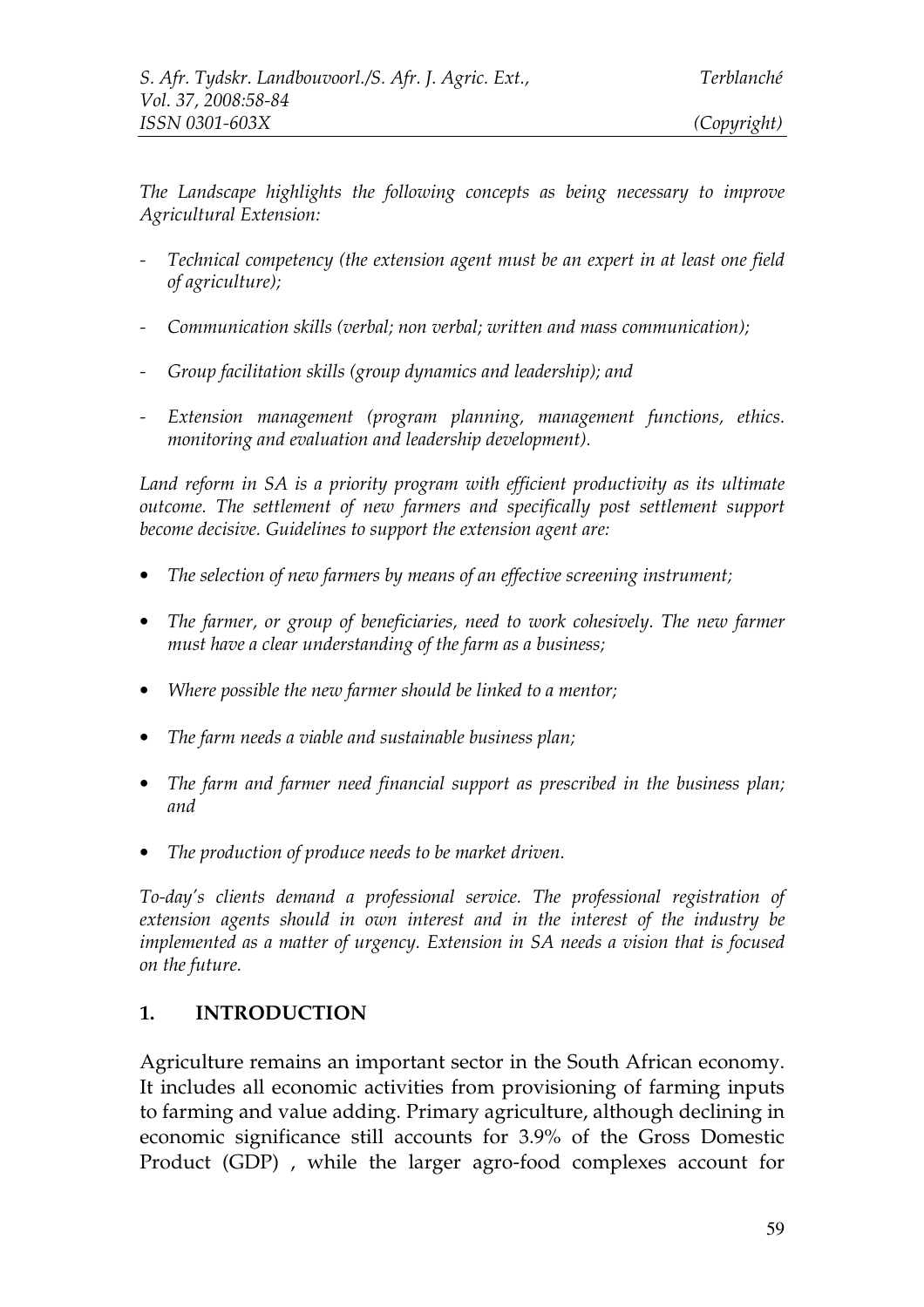*The Landscape highlights the following concepts as being necessary to improve Agricultural Extension:*

- *Technical competency (the extension agent must be an expert in at least one field of agriculture);*

- *Communication skills (verbal; non verbal; written and mass communication);*

- *Group facilitation skills (group dynamics and leadership); and*

- *Extension management (program planning, management functions, ethics. monitoring and evaluation and leadership development).*

*Land reform in SA is a priority program with efficient productivity as its ultimate outcome. The settlement of new farmers and specifically post settlement support become decisive. Guidelines to support the extension agent are:*

- *The selection of new farmers by means of an effective screening instrument;*

- *The farmer, or group of beneficiaries, need to work cohesively. The new farmer must have a clear understanding of the farm as a business;*

- *Where possible the new farmer should be linked to a mentor;*

- *The farm needs a viable and sustainable business plan;*

- *The farm and farmer need financial support as prescribed in the business plan; and*

- *The production of produce needs to be market driven.*

*To-day's clients demand a professional service. The professional registration of extension agents should in own interest and in the interest of the industry be implemented as a matter of urgency. Extension in SA needs a vision that is focused on the future.*

## 1. INTRODUCTION

Agriculture remains an important sector in the South African economy. It includes all economic activities from provisioning of farming inputs to farming and value adding. Primary agriculture, although declining in economic significance still accounts for 3.9% of the Gross Domestic Product (GDP) , while the larger agro-food complexes account for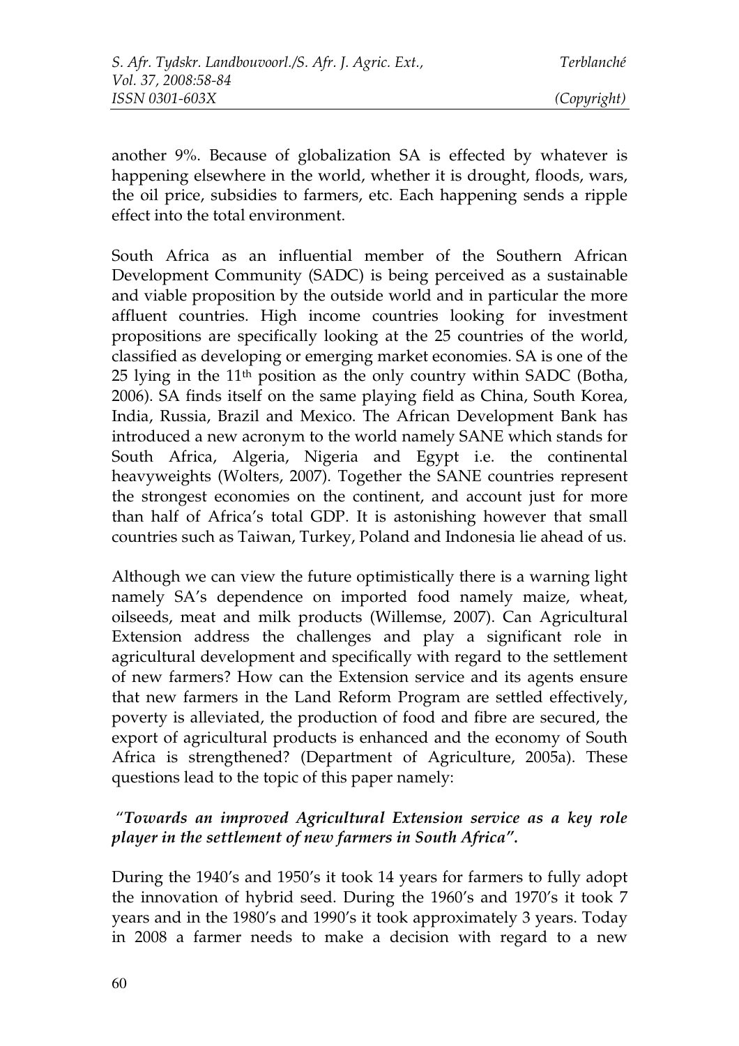another 9%. Because of globalization SA is effected by whatever is happening elsewhere in the world, whether it is drought, floods, wars, the oil price, subsidies to farmers, etc. Each happening sends a ripple effect into the total environment.

South Africa as an influential member of the Southern African Development Community (SADC) is being perceived as a sustainable and viable proposition by the outside world and in particular the more affluent countries. High income countries looking for investment propositions are specifically looking at the 25 countries of the world, classified as developing or emerging market economies. SA is one of the 25 lying in the 11th position as the only country within SADC (Botha, 2006). SA finds itself on the same playing field as China, South Korea, India, Russia, Brazil and Mexico. The African Development Bank has introduced a new acronym to the world namely SANE which stands for South Africa, Algeria, Nigeria and Egypt i.e. the continental heavyweights (Wolters, 2007). Together the SANE countries represent the strongest economies on the continent, and account just for more than half of Africa's total GDP. It is astonishing however that small countries such as Taiwan, Turkey, Poland and Indonesia lie ahead of us.

Although we can view the future optimistically there is a warning light namely SA's dependence on imported food namely maize, wheat, oilseeds, meat and milk products (Willemse, 2007). Can Agricultural Extension address the challenges and play a significant role in agricultural development and specifically with regard to the settlement of new farmers? How can the Extension service and its agents ensure that new farmers in the Land Reform Program are settled effectively, poverty is alleviated, the production of food and fibre are secured, the export of agricultural products is enhanced and the economy of South Africa is strengthened? (Department of Agriculture, 2005a). These questions lead to the topic of this paper namely:

***"Towards an improved Agricultural Extension service as a key role player in the settlement of new farmers in South Africa".***

During the 1940's and 1950's it took 14 years for farmers to fully adopt the innovation of hybrid seed. During the 1960's and 1970's it took 7 years and in the 1980's and 1990's it took approximately 3 years. Today in 2008 a farmer needs to make a decision with regard to a new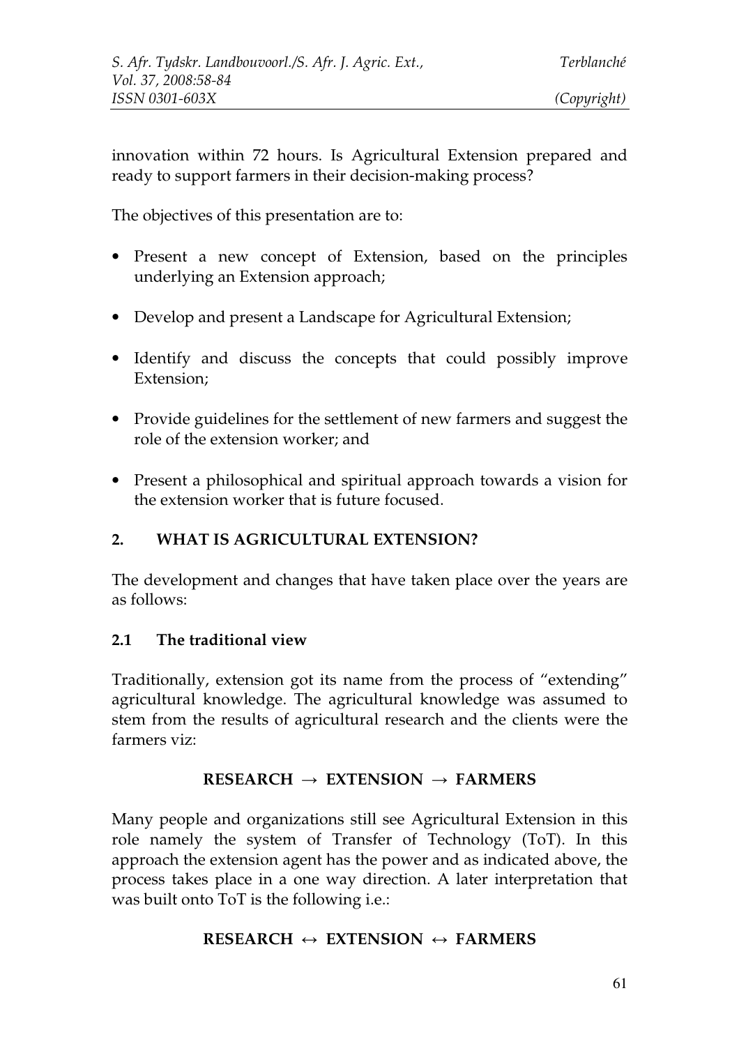innovation within 72 hours. Is Agricultural Extension prepared and ready to support farmers in their decision-making process?

The objectives of this presentation are to:

- Present a new concept of Extension, based on the principles underlying an Extension approach;
- Develop and present a Landscape for Agricultural Extension;
- Identify and discuss the concepts that could possibly improve Extension;
- Provide guidelines for the settlement of new farmers and suggest the role of the extension worker; and
- Present a philosophical and spiritual approach towards a vision for the extension worker that is future focused.

## 2. WHAT IS AGRICULTURAL EXTENSION?

The development and changes that have taken place over the years are as follows:

### 2.1 The traditional view

Traditionally, extension got its name from the process of "extending" agricultural knowledge. The agricultural knowledge was assumed to stem from the results of agricultural research and the clients were the farmers viz:

**RESEARCH → EXTENSION → FARMERS**

Many people and organizations still see Agricultural Extension in this role namely the system of Transfer of Technology (ToT). In this approach the extension agent has the power and as indicated above, the process takes place in a one way direction. A later interpretation that was built onto ToT is the following i.e.:

**RESEARCH ↔ EXTENSION ↔ FARMERS**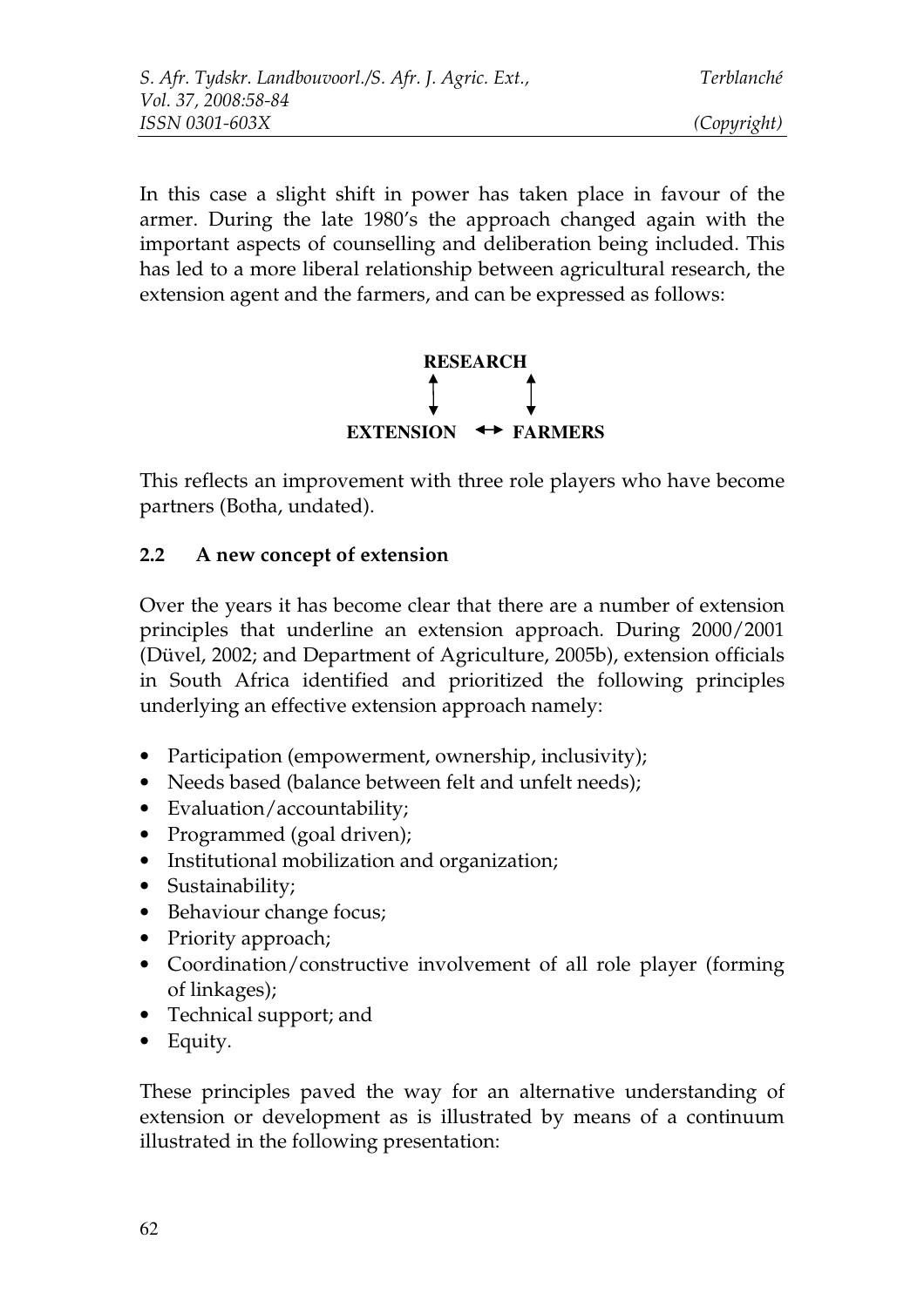In this case a slight shift in power has taken place in favour of the armer. During the late 1980's the approach changed again with the important aspects of counselling and deliberation being included. This has led to a more liberal relationship between agricultural research, the extension agent and the farmers, and can be expressed as follows:

```
           RESEARCH
            ↕       ↕
EXTENSION  ↔  FARMERS
```

This reflects an improvement with three role players who have become partners (Botha, undated).

## 2.2 A new concept of extension

Over the years it has become clear that there are a number of extension principles that underline an extension approach. During 2000/2001 (Düvel, 2002; and Department of Agriculture, 2005b), extension officials in South Africa identified and prioritized the following principles underlying an effective extension approach namely:

- Participation (empowerment, ownership, inclusivity);
- Needs based (balance between felt and unfelt needs);
- Evaluation/accountability;
- Programmed (goal driven);
- Institutional mobilization and organization;
- Sustainability;
- Behaviour change focus;
- Priority approach;
- Coordination/constructive involvement of all role player (forming of linkages);
- Technical support; and
- Equity.

These principles paved the way for an alternative understanding of extension or development as is illustrated by means of a continuum illustrated in the following presentation: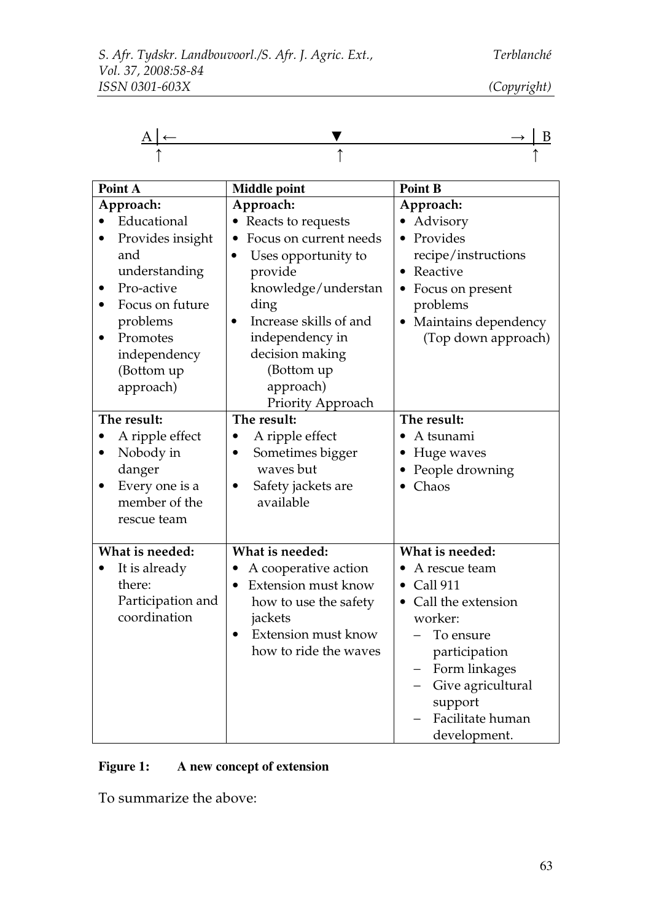A |←                    ▼                    → | B

↑                    ↑                    ↑

| Point A | Middle point | Point B |
|---|---|---|
| **Approach:**<br>• Educational<br>• Provides insight and understanding<br>• Pro-active<br>• Focus on future problems<br>• Promotes independency<br>(Bottom up approach) | **Approach:**<br>• Reacts to requests<br>• Focus on current needs<br>• Uses opportunity to provide knowledge/understanding<br>• Increase skills of and independency in decision making<br>(Bottom up approach)<br>Priority Approach | **Approach:**<br>• Advisory<br>• Provides recipe/instructions<br>• Reactive<br>• Focus on present problems<br>• Maintains dependency<br>(Top down approach) |
| **The result:**<br>• A ripple effect<br>• Nobody in danger<br>• Every one is a member of the rescue team | **The result:**<br>• A ripple effect<br>• Sometimes bigger waves but<br>• Safety jackets are available | **The result:**<br>• A tsunami<br>• Huge waves<br>• People drowning<br>• Chaos |
| **What is needed:**<br>• It is already there: Participation and coordination | **What is needed:**<br>• A cooperative action<br>• Extension must know how to use the safety jackets<br>• Extension must know how to ride the waves | **What is needed:**<br>• A rescue team<br>• Call 911<br>• Call the extension worker:<br>– To ensure participation<br>– Form linkages<br>– Give agricultural support<br>– Facilitate human development. |

**Figure 1: A new concept of extension**

To summarize the above: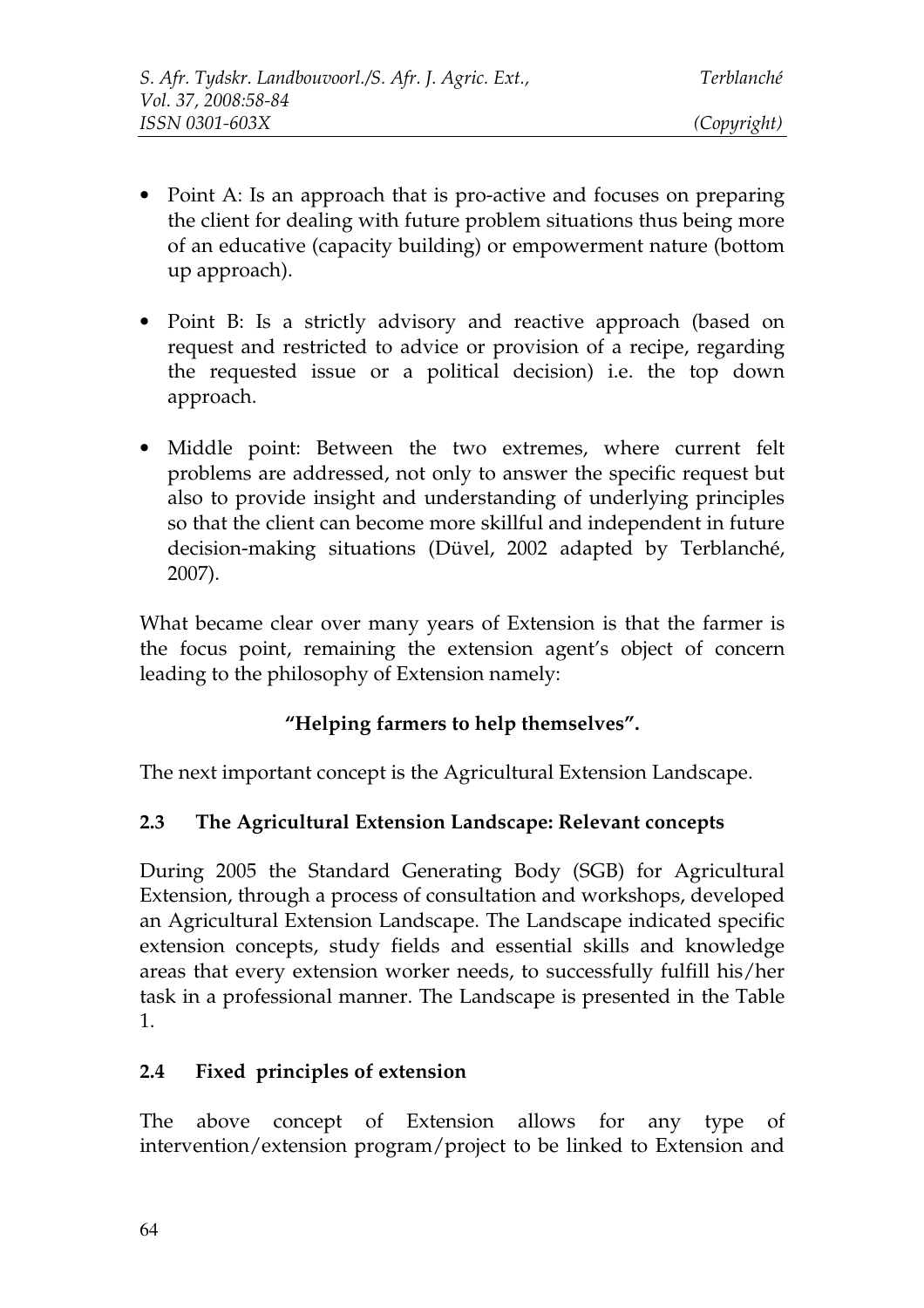- Point A: Is an approach that is pro-active and focuses on preparing the client for dealing with future problem situations thus being more of an educative (capacity building) or empowerment nature (bottom up approach).

- Point B: Is a strictly advisory and reactive approach (based on request and restricted to advice or provision of a recipe, regarding the requested issue or a political decision) i.e. the top down approach.

- Middle point: Between the two extremes, where current felt problems are addressed, not only to answer the specific request but also to provide insight and understanding of underlying principles so that the client can become more skillful and independent in future decision-making situations (Düvel, 2002 adapted by Terblanché, 2007).

What became clear over many years of Extension is that the farmer is the focus point, remaining the extension agent's object of concern leading to the philosophy of Extension namely:

**"Helping farmers to help themselves".**

The next important concept is the Agricultural Extension Landscape.

### 2.3 The Agricultural Extension Landscape: Relevant concepts

During 2005 the Standard Generating Body (SGB) for Agricultural Extension, through a process of consultation and workshops, developed an Agricultural Extension Landscape. The Landscape indicated specific extension concepts, study fields and essential skills and knowledge areas that every extension worker needs, to successfully fulfill his/her task in a professional manner. The Landscape is presented in the Table 1.

### 2.4 Fixed principles of extension

The above concept of Extension allows for any type of intervention/extension program/project to be linked to Extension and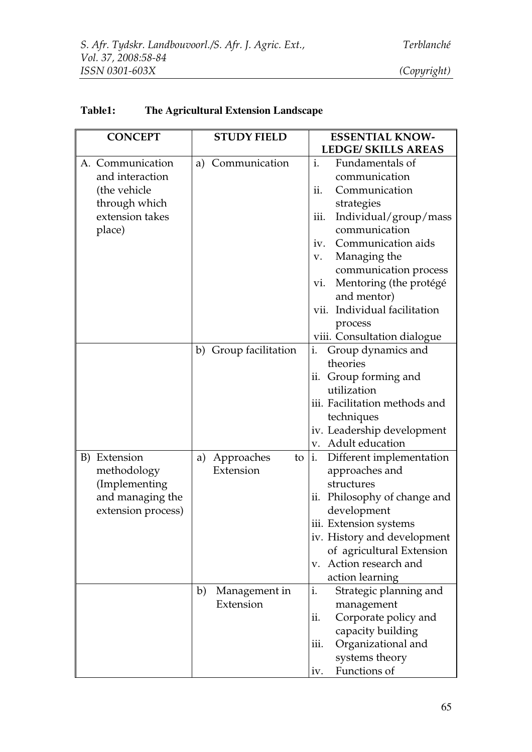**Table1: The Agricultural Extension Landscape**

| CONCEPT | STUDY FIELD | ESSENTIAL KNOW-LEDGE/ SKILLS AREAS |
|---|---|---|
| A. Communication and interaction (the vehicle through which extension takes place) | a) Communication | i. Fundamentals of communication<br>ii. Communication strategies<br>iii. Individual/group/mass communication<br>iv. Communication aids<br>v. Managing the communication process<br>vi. Mentoring (the protégé and mentor)<br>vii. Individual facilitation process<br>viii. Consultation dialogue |
| | b) Group facilitation | i. Group dynamics and theories<br>ii. Group forming and utilization<br>iii. Facilitation methods and techniques<br>iv. Leadership development<br>v. Adult education |
| B) Extension methodology (Implementing and managing the extension process) | a) Approaches to Extension | i. Different implementation approaches and structures<br>ii. Philosophy of change and development<br>iii. Extension systems<br>iv. History and development of agricultural Extension<br>v. Action research and action learning |
| | b) Management in Extension | i. Strategic planning and management<br>ii. Corporate policy and capacity building<br>iii. Organizational and systems theory<br>iv. Functions of |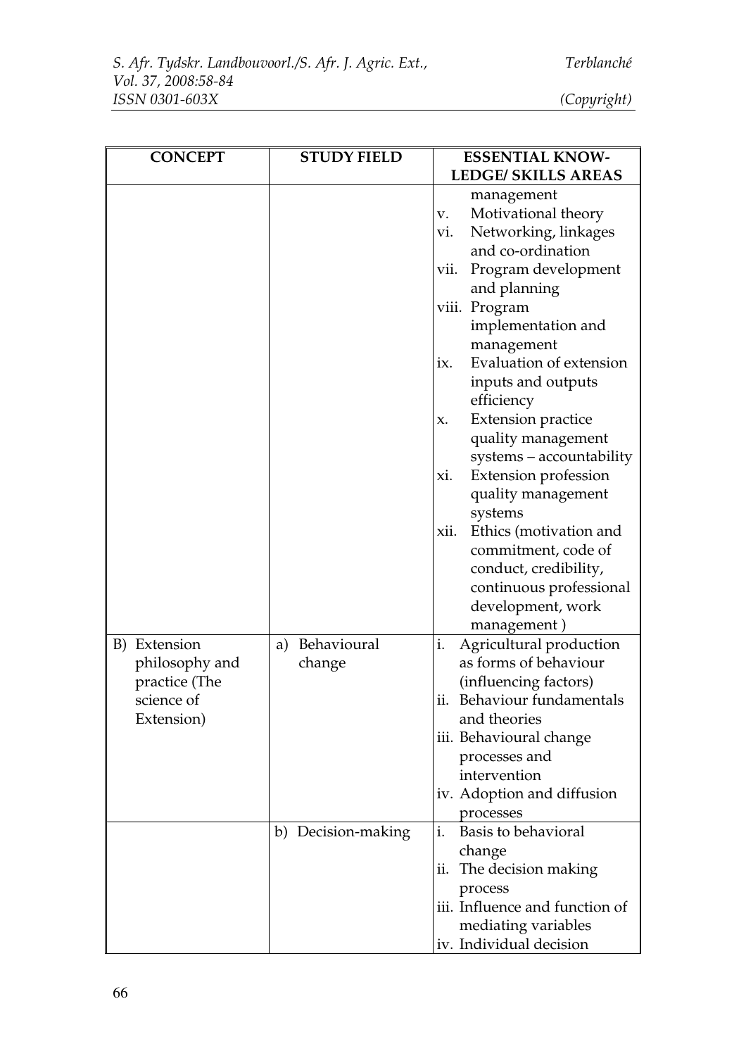| CONCEPT | STUDY FIELD | ESSENTIAL KNOW-LEDGE/ SKILLS AREAS |
|---|---|---|
| | | management<br>v. Motivational theory<br>vi. Networking, linkages and co-ordination<br>vii. Program development and planning<br>viii. Program implementation and management<br>ix. Evaluation of extension inputs and outputs efficiency<br>x. Extension practice quality management systems – accountability<br>xi. Extension profession quality management systems<br>xii. Ethics (motivation and commitment, code of conduct, credibility, continuous professional development, work management ) |
| B) Extension philosophy and practice (The science of Extension) | a) Behavioural change | i. Agricultural production as forms of behaviour (influencing factors)<br>ii. Behaviour fundamentals and theories<br>iii. Behavioural change processes and intervention<br>iv. Adoption and diffusion processes |
| | b) Decision-making | i. Basis to behavioral change<br>ii. The decision making process<br>iii. Influence and function of mediating variables<br>iv. Individual decision |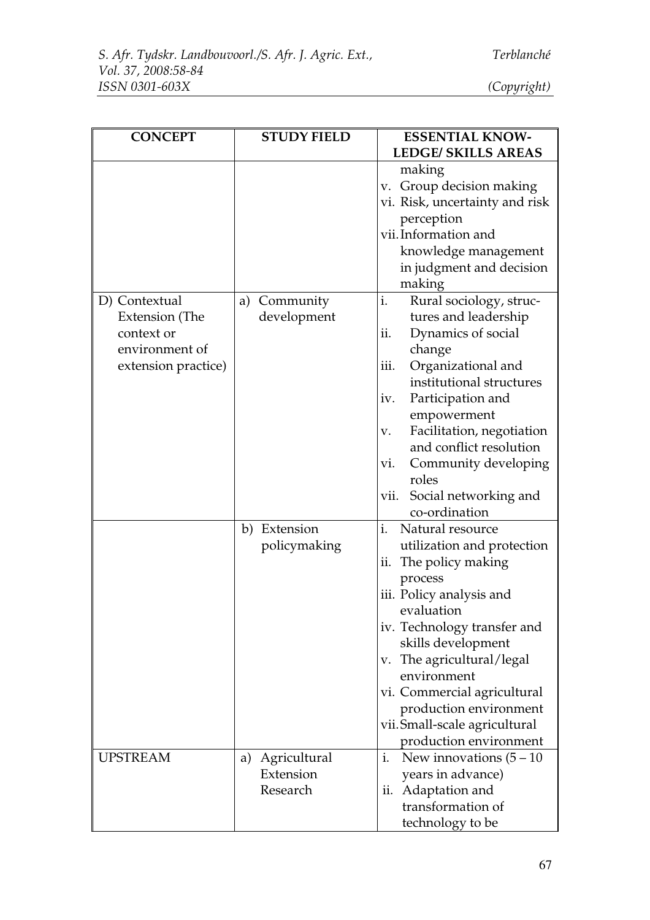| CONCEPT | STUDY FIELD | ESSENTIAL KNOW-LEDGE/ SKILLS AREAS |
|---|---|---|
| | | making<br>v. Group decision making<br>vi. Risk, uncertainty and risk perception<br>vii. Information and knowledge management in judgment and decision making |
| D) Contextual Extension (The context or environment of extension practice) | a) Community development | i. Rural sociology, structures and leadership<br>ii. Dynamics of social change<br>iii. Organizational and institutional structures<br>iv. Participation and empowerment<br>v. Facilitation, negotiation and conflict resolution<br>vi. Community developing roles<br>vii. Social networking and co-ordination |
| | b) Extension policymaking | i. Natural resource utilization and protection<br>ii. The policy making process<br>iii. Policy analysis and evaluation<br>iv. Technology transfer and skills development<br>v. The agricultural/legal environment<br>vi. Commercial agricultural production environment<br>vii. Small-scale agricultural production environment |
| UPSTREAM | a) Agricultural Extension Research | i. New innovations (5 – 10 years in advance)<br>ii. Adaptation and transformation of technology to be |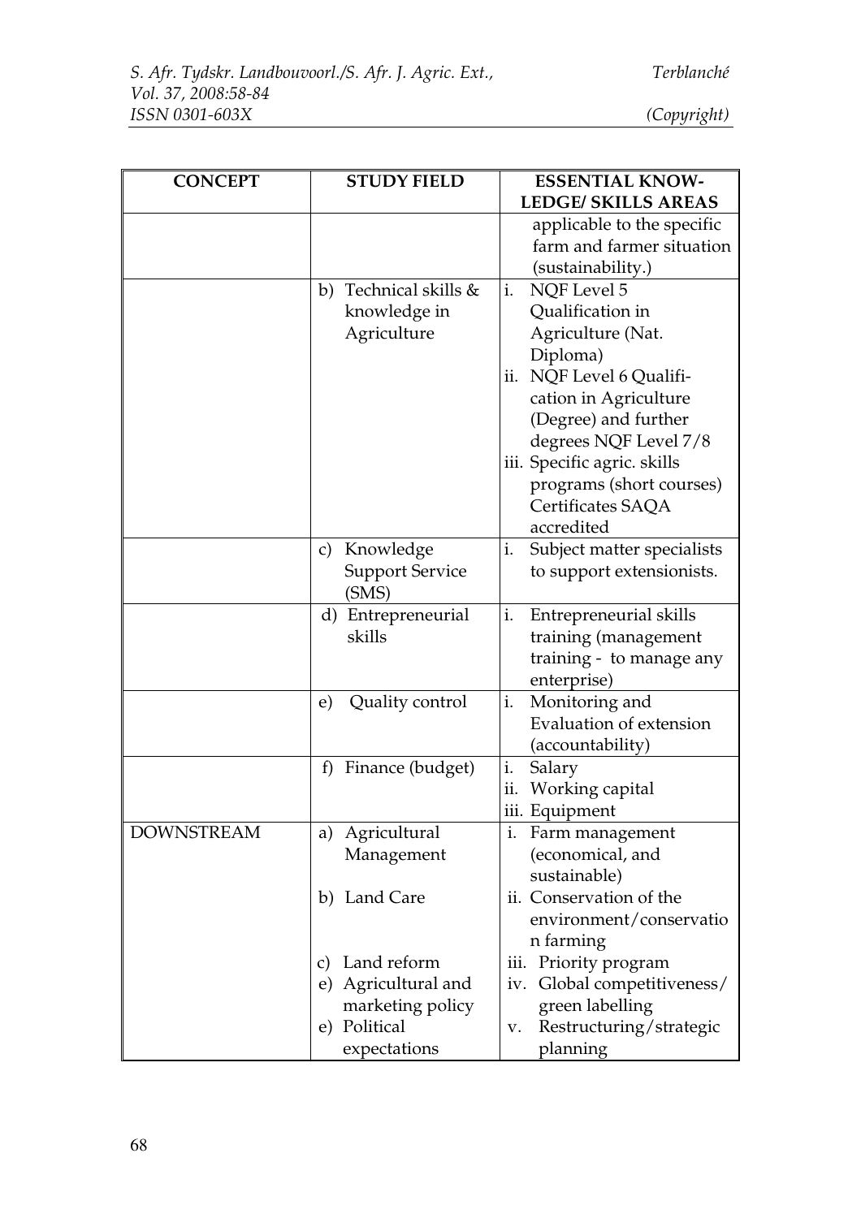| CONCEPT | STUDY FIELD | ESSENTIAL KNOW-LEDGE/ SKILLS AREAS |
|---|---|---|
| | | applicable to the specific farm and farmer situation (sustainability.) |
| | b) Technical skills & knowledge in Agriculture | i. NQF Level 5 Qualification in Agriculture (Nat. Diploma)<br>ii. NQF Level 6 Qualification in Agriculture (Degree) and further degrees NQF Level 7/8<br>iii. Specific agric. skills programs (short courses) Certificates SAQA accredited |
| | c) Knowledge Support Service (SMS) | i. Subject matter specialists to support extensionists. |
| | d) Entrepreneurial skills | i. Entrepreneurial skills training (management training - to manage any enterprise) |
| | e) Quality control | i. Monitoring and Evaluation of extension (accountability) |
| | f) Finance (budget) | i. Salary<br>ii. Working capital<br>iii. Equipment |
| DOWNSTREAM | a) Agricultural Management<br><br>b) Land Care<br><br>c) Land reform<br>e) Agricultural and marketing policy<br>e) Political expectations | i. Farm management (economical, and sustainable)<br>ii. Conservation of the environment/conservation farming<br>iii. Priority program<br>iv. Global competitiveness/ green labelling<br>v. Restructuring/strategic planning |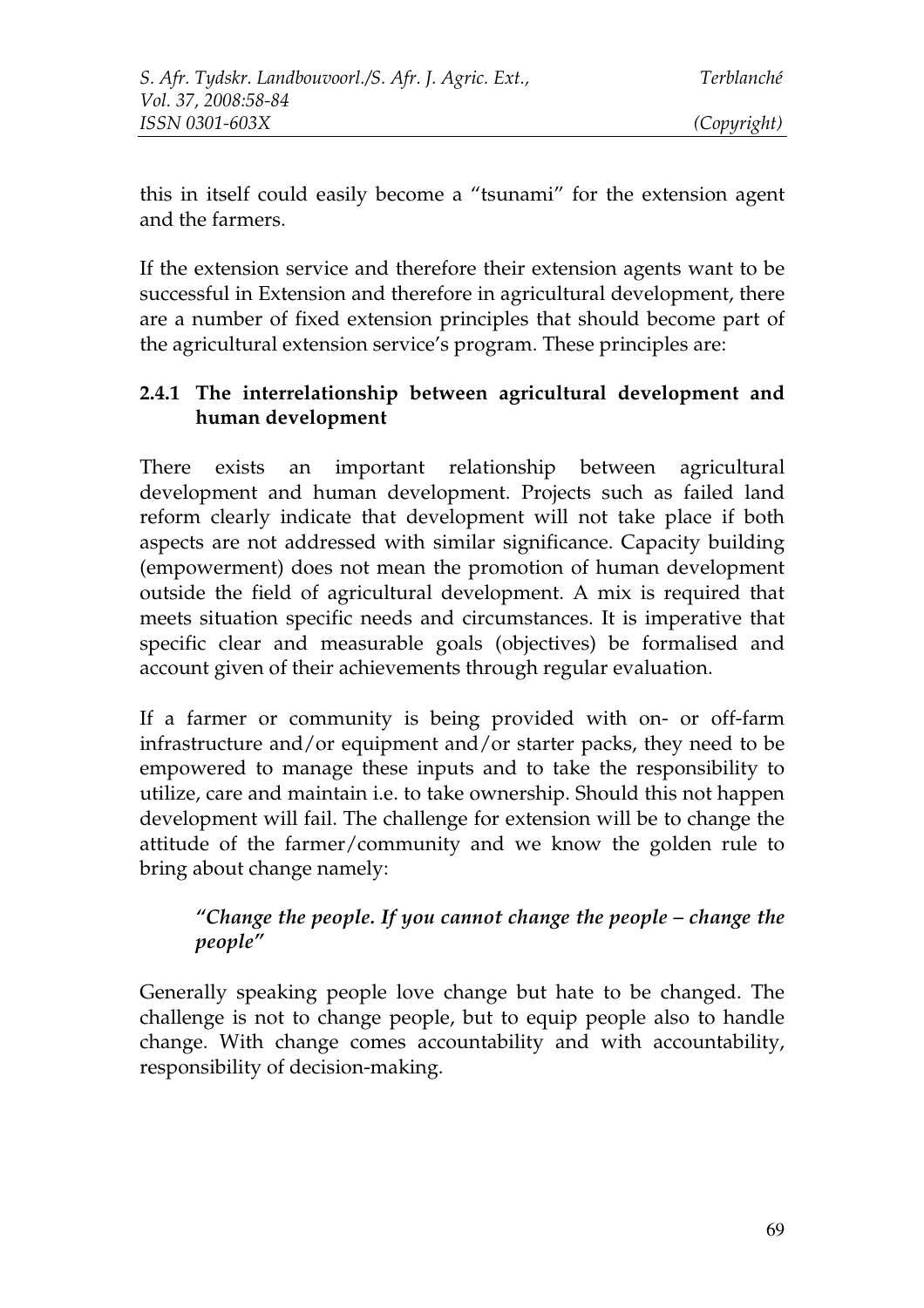this in itself could easily become a "tsunami" for the extension agent and the farmers.

If the extension service and therefore their extension agents want to be successful in Extension and therefore in agricultural development, there are a number of fixed extension principles that should become part of the agricultural extension service's program. These principles are:

### 2.4.1 The interrelationship between agricultural development and human development

There exists an important relationship between agricultural development and human development. Projects such as failed land reform clearly indicate that development will not take place if both aspects are not addressed with similar significance. Capacity building (empowerment) does not mean the promotion of human development outside the field of agricultural development. A mix is required that meets situation specific needs and circumstances. It is imperative that specific clear and measurable goals (objectives) be formalised and account given of their achievements through regular evaluation.

If a farmer or community is being provided with on- or off-farm infrastructure and/or equipment and/or starter packs, they need to be empowered to manage these inputs and to take the responsibility to utilize, care and maintain i.e. to take ownership. Should this not happen development will fail. The challenge for extension will be to change the attitude of the farmer/community and we know the golden rule to bring about change namely:

> *"Change the people. If you cannot change the people – change the people"*

Generally speaking people love change but hate to be changed. The challenge is not to change people, but to equip people also to handle change. With change comes accountability and with accountability, responsibility of decision-making.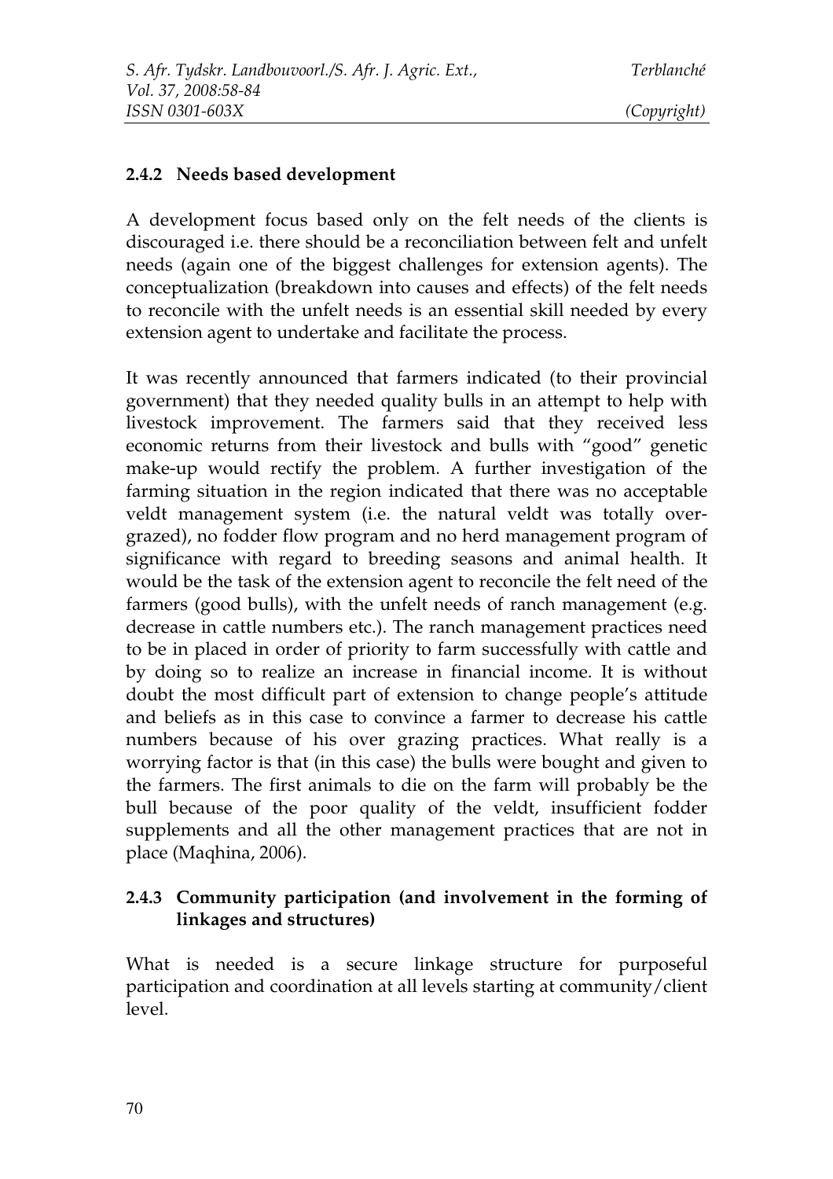### 2.4.2 Needs based development

A development focus based only on the felt needs of the clients is discouraged i.e. there should be a reconciliation between felt and unfelt needs (again one of the biggest challenges for extension agents). The conceptualization (breakdown into causes and effects) of the felt needs to reconcile with the unfelt needs is an essential skill needed by every extension agent to undertake and facilitate the process.

It was recently announced that farmers indicated (to their provincial government) that they needed quality bulls in an attempt to help with livestock improvement. The farmers said that they received less economic returns from their livestock and bulls with "good" genetic make-up would rectify the problem. A further investigation of the farming situation in the region indicated that there was no acceptable veldt management system (i.e. the natural veldt was totally over-grazed), no fodder flow program and no herd management program of significance with regard to breeding seasons and animal health. It would be the task of the extension agent to reconcile the felt need of the farmers (good bulls), with the unfelt needs of ranch management (e.g. decrease in cattle numbers etc.). The ranch management practices need to be in placed in order of priority to farm successfully with cattle and by doing so to realize an increase in financial income. It is without doubt the most difficult part of extension to change people's attitude and beliefs as in this case to convince a farmer to decrease his cattle numbers because of his over grazing practices. What really is a worrying factor is that (in this case) the bulls were bought and given to the farmers. The first animals to die on the farm will probably be the bull because of the poor quality of the veldt, insufficient fodder supplements and all the other management practices that are not in place (Maqhina, 2006).

### 2.4.3 Community participation (and involvement in the forming of linkages and structures)

What is needed is a secure linkage structure for purposeful participation and coordination at all levels starting at community/client level.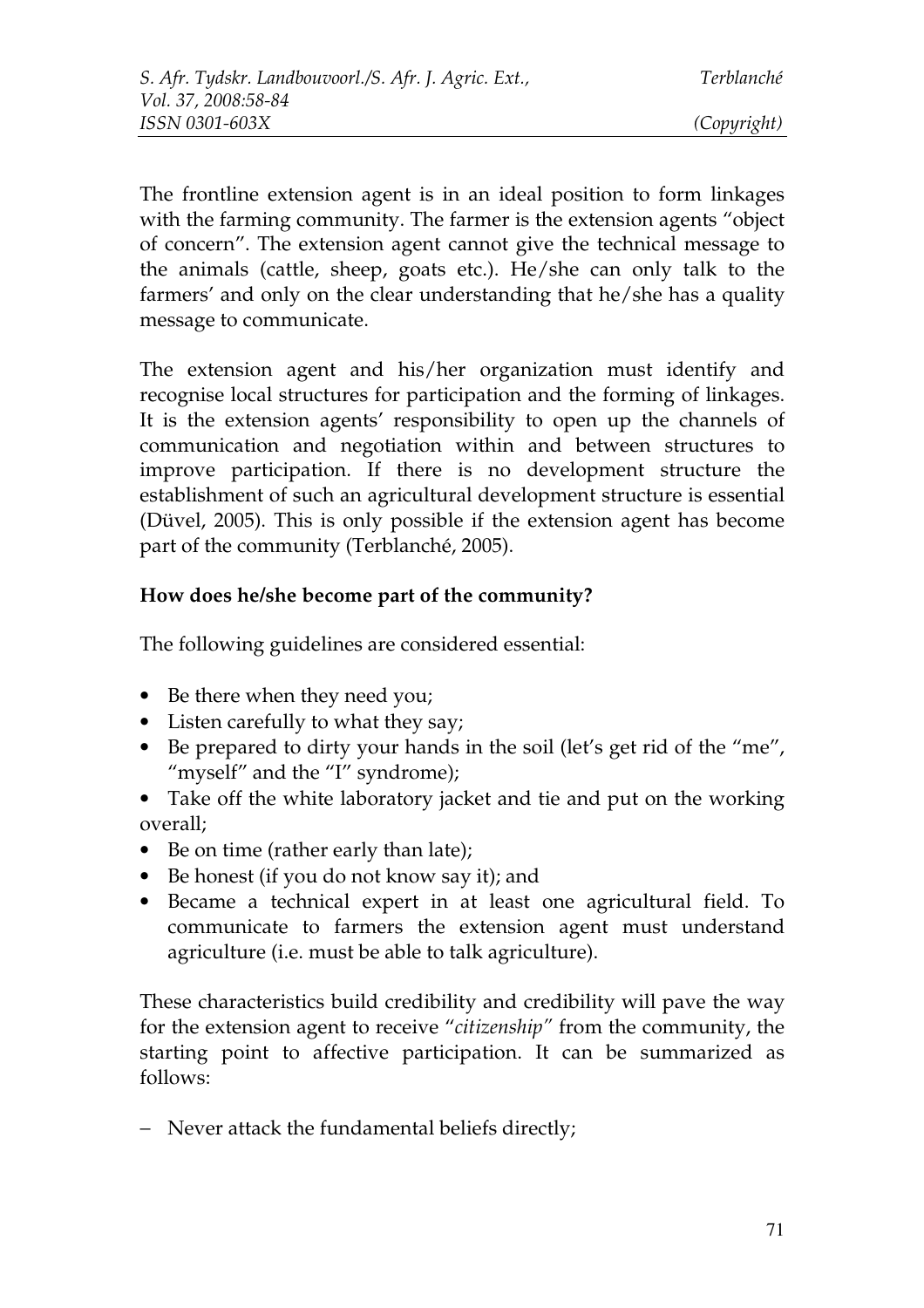The frontline extension agent is in an ideal position to form linkages with the farming community. The farmer is the extension agents "object of concern". The extension agent cannot give the technical message to the animals (cattle, sheep, goats etc.). He/she can only talk to the farmers' and only on the clear understanding that he/she has a quality message to communicate.

The extension agent and his/her organization must identify and recognise local structures for participation and the forming of linkages. It is the extension agents' responsibility to open up the channels of communication and negotiation within and between structures to improve participation. If there is no development structure the establishment of such an agricultural development structure is essential (Düvel, 2005). This is only possible if the extension agent has become part of the community (Terblanché, 2005).

**How does he/she become part of the community?**

The following guidelines are considered essential:

- Be there when they need you;
- Listen carefully to what they say;
- Be prepared to dirty your hands in the soil (let's get rid of the "me", "myself" and the "I" syndrome);
- Take off the white laboratory jacket and tie and put on the working overall;
- Be on time (rather early than late);
- Be honest (if you do not know say it); and
- Became a technical expert in at least one agricultural field. To communicate to farmers the extension agent must understand agriculture (i.e. must be able to talk agriculture).

These characteristics build credibility and credibility will pave the way for the extension agent to receive "*citizenship*" from the community, the starting point to affective participation. It can be summarized as follows:

- Never attack the fundamental beliefs directly;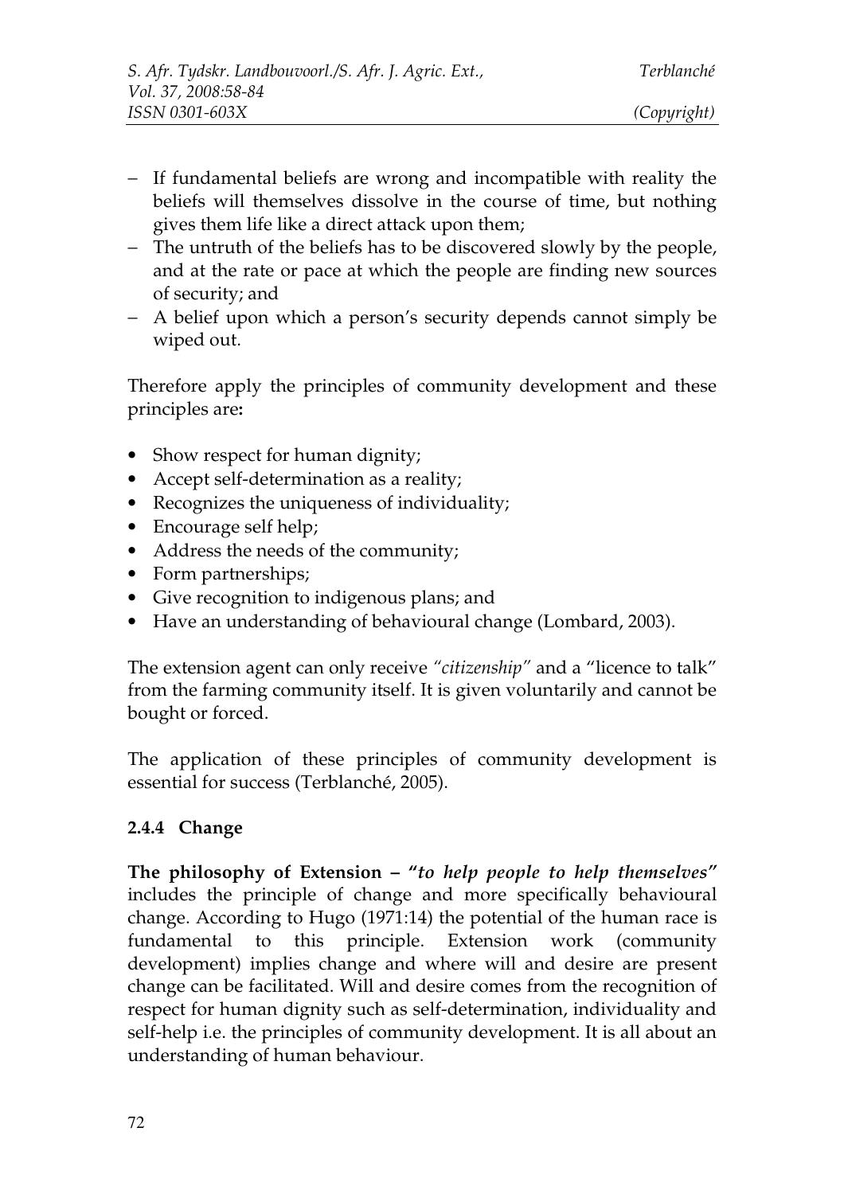- If fundamental beliefs are wrong and incompatible with reality the beliefs will themselves dissolve in the course of time, but nothing gives them life like a direct attack upon them;
- The untruth of the beliefs has to be discovered slowly by the people, and at the rate or pace at which the people are finding new sources of security; and
- A belief upon which a person's security depends cannot simply be wiped out.

Therefore apply the principles of community development and these principles are**:**

- Show respect for human dignity;
- Accept self-determination as a reality;
- Recognizes the uniqueness of individuality;
- Encourage self help;
- Address the needs of the community;
- Form partnerships;
- Give recognition to indigenous plans; and
- Have an understanding of behavioural change (Lombard, 2003).

The extension agent can only receive *"citizenship"* and a "licence to talk" from the farming community itself. It is given voluntarily and cannot be bought or forced.

The application of these principles of community development is essential for success (Terblanché, 2005).

### 2.4.4 Change

**The philosophy of Extension – "*to help people to help themselves*"** includes the principle of change and more specifically behavioural change. According to Hugo (1971:14) the potential of the human race is fundamental to this principle. Extension work (community development) implies change and where will and desire are present change can be facilitated. Will and desire comes from the recognition of respect for human dignity such as self-determination, individuality and self-help i.e. the principles of community development. It is all about an understanding of human behaviour.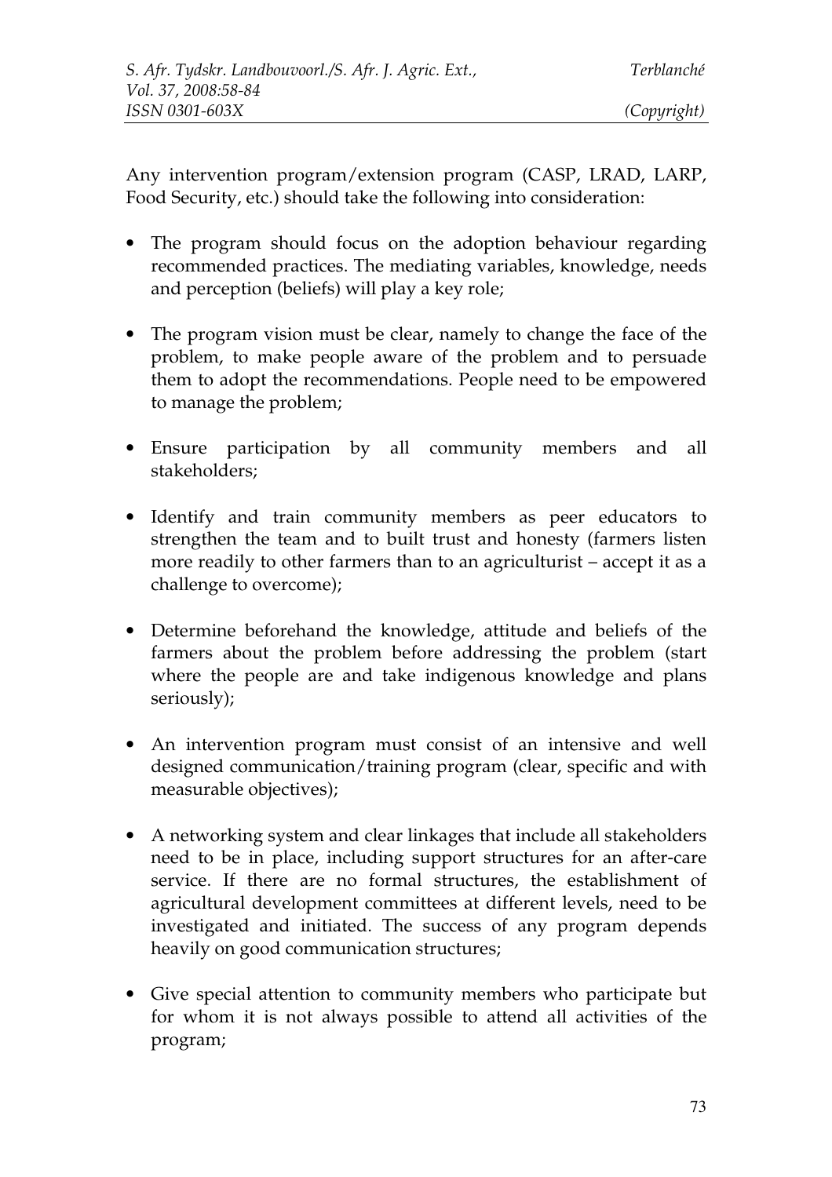Any intervention program/extension program (CASP, LRAD, LARP, Food Security, etc.) should take the following into consideration:

- The program should focus on the adoption behaviour regarding recommended practices. The mediating variables, knowledge, needs and perception (beliefs) will play a key role;
- The program vision must be clear, namely to change the face of the problem, to make people aware of the problem and to persuade them to adopt the recommendations. People need to be empowered to manage the problem;
- Ensure participation by all community members and all stakeholders;
- Identify and train community members as peer educators to strengthen the team and to built trust and honesty (farmers listen more readily to other farmers than to an agriculturist – accept it as a challenge to overcome);
- Determine beforehand the knowledge, attitude and beliefs of the farmers about the problem before addressing the problem (start where the people are and take indigenous knowledge and plans seriously);
- An intervention program must consist of an intensive and well designed communication/training program (clear, specific and with measurable objectives);
- A networking system and clear linkages that include all stakeholders need to be in place, including support structures for an after-care service. If there are no formal structures, the establishment of agricultural development committees at different levels, need to be investigated and initiated. The success of any program depends heavily on good communication structures;
- Give special attention to community members who participate but for whom it is not always possible to attend all activities of the program;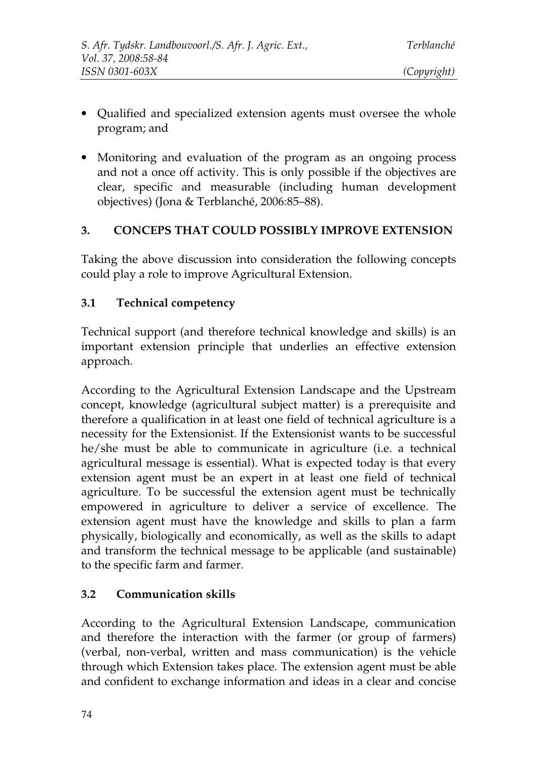- Qualified and specialized extension agents must oversee the whole program; and
- Monitoring and evaluation of the program as an ongoing process and not a once off activity. This is only possible if the objectives are clear, specific and measurable (including human development objectives) (Jona & Terblanché, 2006:85–88).

## 3. CONCEPS THAT COULD POSSIBLY IMPROVE EXTENSION

Taking the above discussion into consideration the following concepts could play a role to improve Agricultural Extension.

### 3.1 Technical competency

Technical support (and therefore technical knowledge and skills) is an important extension principle that underlies an effective extension approach.

According to the Agricultural Extension Landscape and the Upstream concept, knowledge (agricultural subject matter) is a prerequisite and therefore a qualification in at least one field of technical agriculture is a necessity for the Extensionist. If the Extensionist wants to be successful he/she must be able to communicate in agriculture (i.e. a technical agricultural message is essential). What is expected today is that every extension agent must be an expert in at least one field of technical agriculture. To be successful the extension agent must be technically empowered in agriculture to deliver a service of excellence. The extension agent must have the knowledge and skills to plan a farm physically, biologically and economically, as well as the skills to adapt and transform the technical message to be applicable (and sustainable) to the specific farm and farmer.

### 3.2 Communication skills

According to the Agricultural Extension Landscape, communication and therefore the interaction with the farmer (or group of farmers) (verbal, non-verbal, written and mass communication) is the vehicle through which Extension takes place. The extension agent must be able and confident to exchange information and ideas in a clear and concise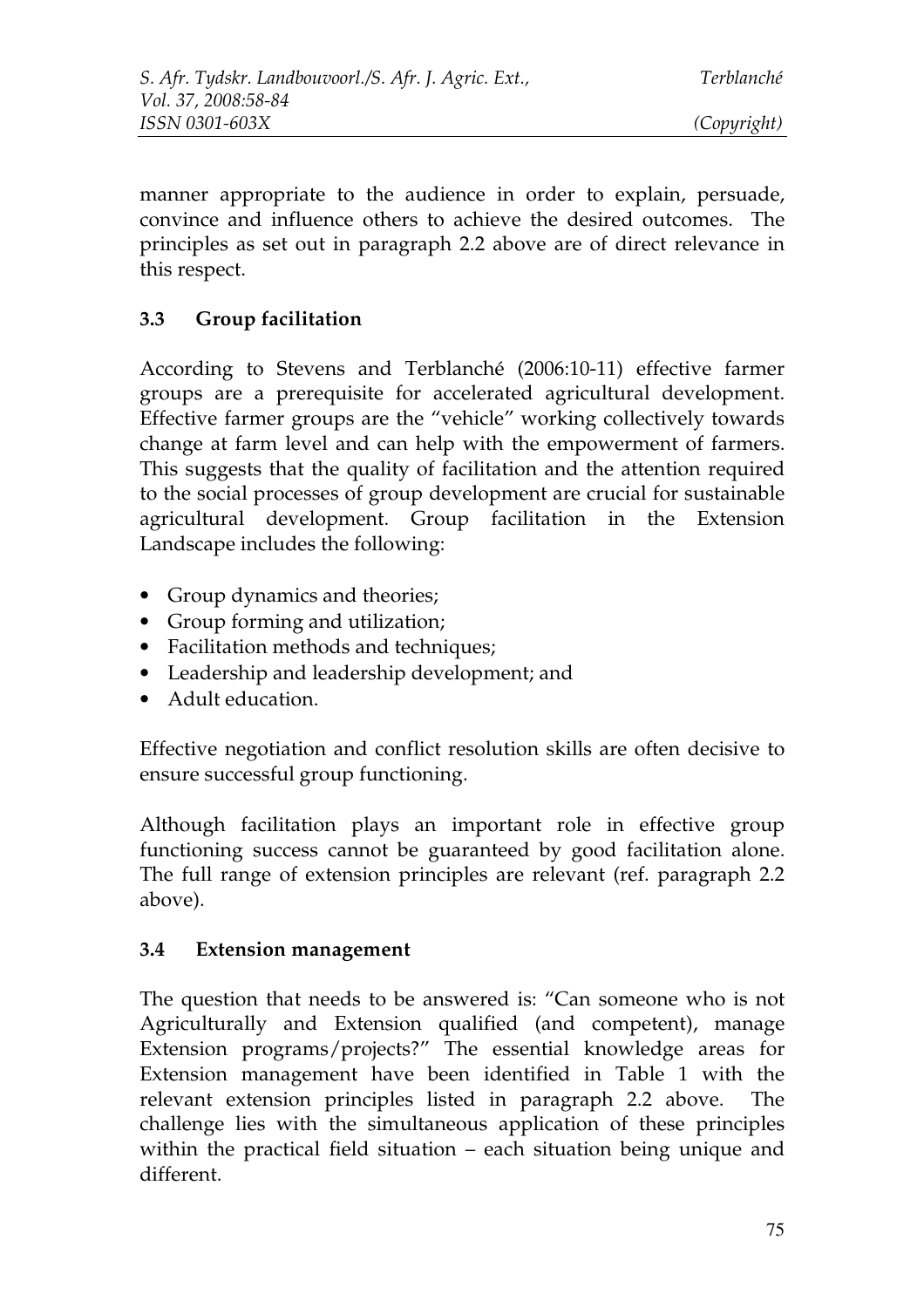manner appropriate to the audience in order to explain, persuade, convince and influence others to achieve the desired outcomes. The principles as set out in paragraph 2.2 above are of direct relevance in this respect.

### 3.3 Group facilitation

According to Stevens and Terblanché (2006:10-11) effective farmer groups are a prerequisite for accelerated agricultural development. Effective farmer groups are the "vehicle" working collectively towards change at farm level and can help with the empowerment of farmers. This suggests that the quality of facilitation and the attention required to the social processes of group development are crucial for sustainable agricultural development. Group facilitation in the Extension Landscape includes the following:

- Group dynamics and theories;
- Group forming and utilization;
- Facilitation methods and techniques;
- Leadership and leadership development; and
- Adult education.

Effective negotiation and conflict resolution skills are often decisive to ensure successful group functioning.

Although facilitation plays an important role in effective group functioning success cannot be guaranteed by good facilitation alone. The full range of extension principles are relevant (ref. paragraph 2.2 above).

### 3.4 Extension management

The question that needs to be answered is: "Can someone who is not Agriculturally and Extension qualified (and competent), manage Extension programs/projects?" The essential knowledge areas for Extension management have been identified in Table 1 with the relevant extension principles listed in paragraph 2.2 above. The challenge lies with the simultaneous application of these principles within the practical field situation – each situation being unique and different.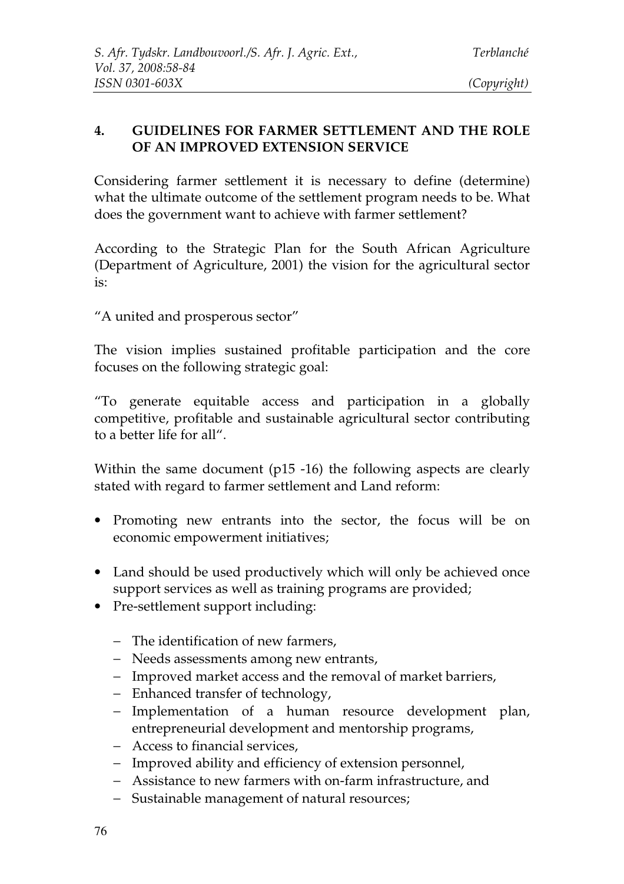## 4. GUIDELINES FOR FARMER SETTLEMENT AND THE ROLE OF AN IMPROVED EXTENSION SERVICE

Considering farmer settlement it is necessary to define (determine) what the ultimate outcome of the settlement program needs to be. What does the government want to achieve with farmer settlement?

According to the Strategic Plan for the South African Agriculture (Department of Agriculture, 2001) the vision for the agricultural sector is:

"A united and prosperous sector"

The vision implies sustained profitable participation and the core focuses on the following strategic goal:

"To generate equitable access and participation in a globally competitive, profitable and sustainable agricultural sector contributing to a better life for all".

Within the same document (p15 -16) the following aspects are clearly stated with regard to farmer settlement and Land reform:

- Promoting new entrants into the sector, the focus will be on economic empowerment initiatives;
- Land should be used productively which will only be achieved once support services as well as training programs are provided;
- Pre-settlement support including:
  - The identification of new farmers,
  - Needs assessments among new entrants,
  - Improved market access and the removal of market barriers,
  - Enhanced transfer of technology,
  - Implementation of a human resource development plan, entrepreneurial development and mentorship programs,
  - Access to financial services,
  - Improved ability and efficiency of extension personnel,
  - Assistance to new farmers with on-farm infrastructure, and
  - Sustainable management of natural resources;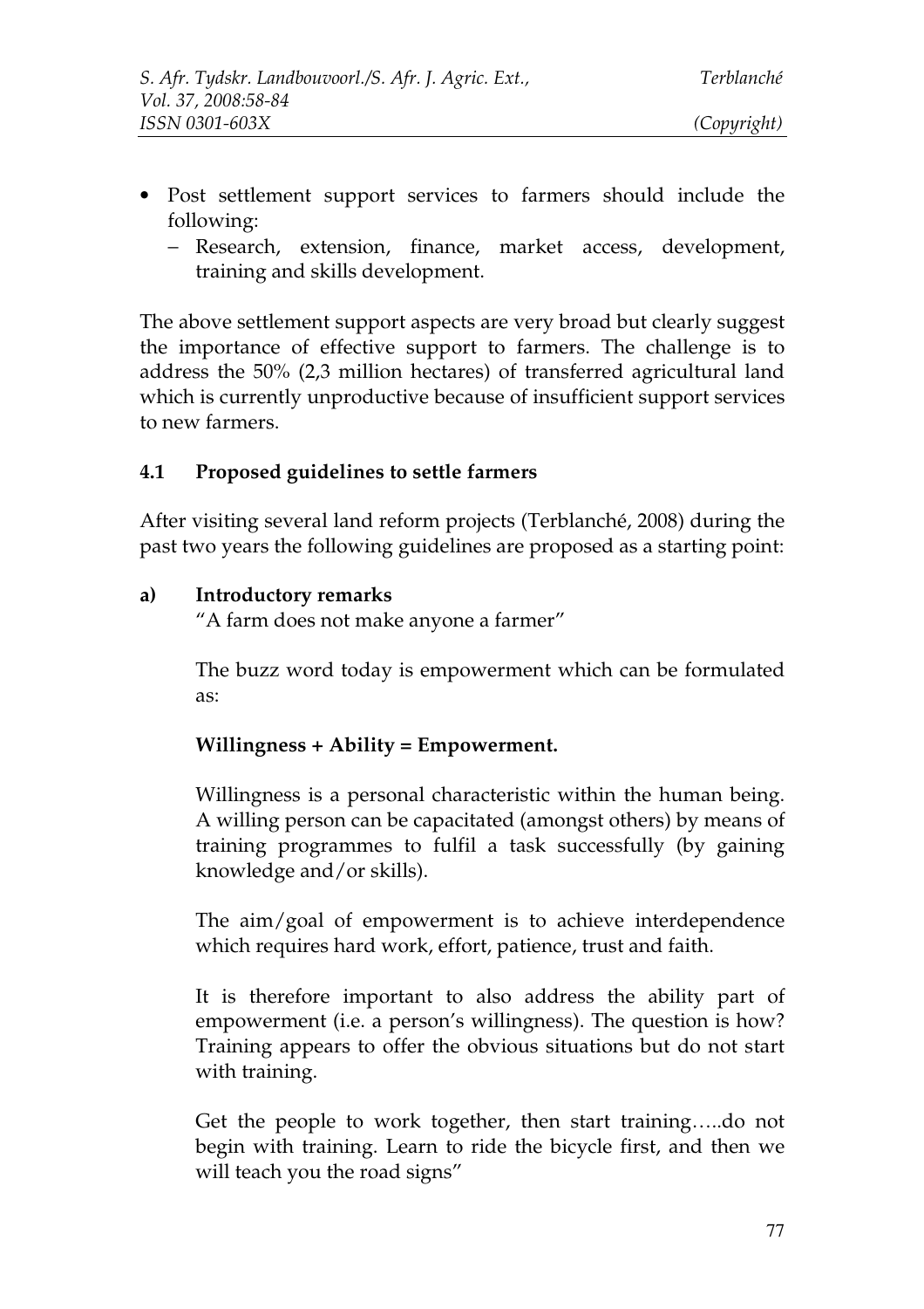- Post settlement support services to farmers should include the following:
  - Research, extension, finance, market access, development, training and skills development.

The above settlement support aspects are very broad but clearly suggest the importance of effective support to farmers. The challenge is to address the 50% (2,3 million hectares) of transferred agricultural land which is currently unproductive because of insufficient support services to new farmers.

### 4.1 Proposed guidelines to settle farmers

After visiting several land reform projects (Terblanché, 2008) during the past two years the following guidelines are proposed as a starting point:

**a) Introductory remarks**

"A farm does not make anyone a farmer"

The buzz word today is empowerment which can be formulated as:

**Willingness + Ability = Empowerment.**

Willingness is a personal characteristic within the human being. A willing person can be capacitated (amongst others) by means of training programmes to fulfil a task successfully (by gaining knowledge and/or skills).

The aim/goal of empowerment is to achieve interdependence which requires hard work, effort, patience, trust and faith.

It is therefore important to also address the ability part of empowerment (i.e. a person's willingness). The question is how? Training appears to offer the obvious situations but do not start with training.

Get the people to work together, then start training…..do not begin with training. Learn to ride the bicycle first, and then we will teach you the road signs"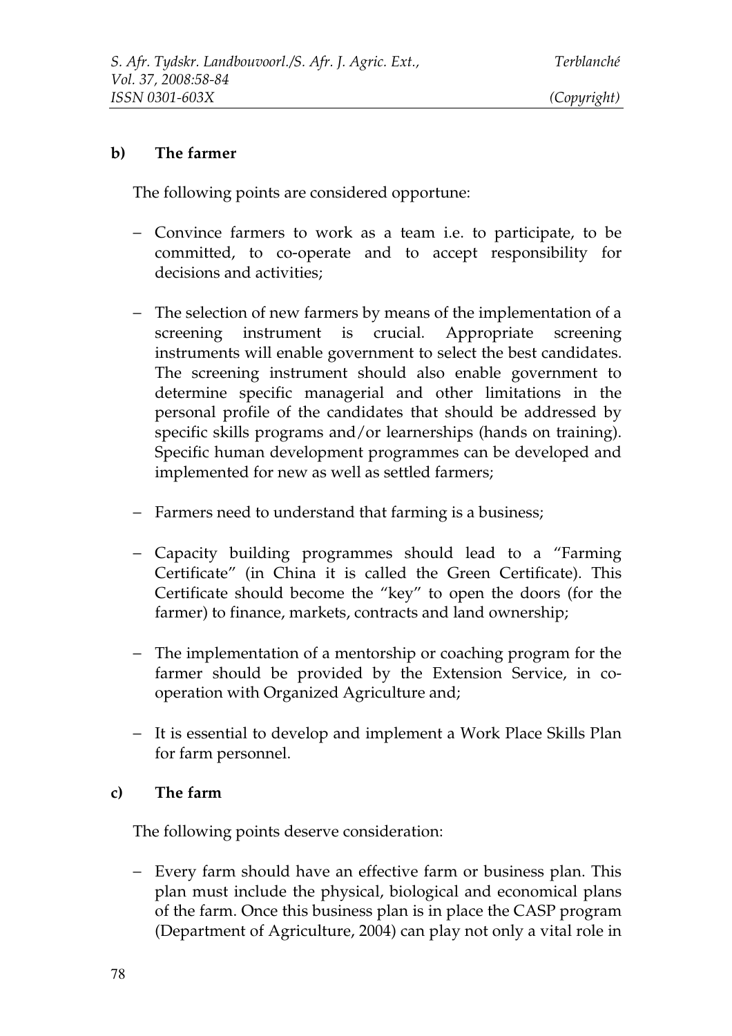**b) The farmer**

The following points are considered opportune:

- Convince farmers to work as a team i.e. to participate, to be committed, to co-operate and to accept responsibility for decisions and activities;
- The selection of new farmers by means of the implementation of a screening instrument is crucial. Appropriate screening instruments will enable government to select the best candidates. The screening instrument should also enable government to determine specific managerial and other limitations in the personal profile of the candidates that should be addressed by specific skills programs and/or learnerships (hands on training). Specific human development programmes can be developed and implemented for new as well as settled farmers;
- Farmers need to understand that farming is a business;
- Capacity building programmes should lead to a "Farming Certificate" (in China it is called the Green Certificate). This Certificate should become the "key" to open the doors (for the farmer) to finance, markets, contracts and land ownership;
- The implementation of a mentorship or coaching program for the farmer should be provided by the Extension Service, in co-operation with Organized Agriculture and;
- It is essential to develop and implement a Work Place Skills Plan for farm personnel.

**c) The farm**

The following points deserve consideration:

- Every farm should have an effective farm or business plan. This plan must include the physical, biological and economical plans of the farm. Once this business plan is in place the CASP program (Department of Agriculture, 2004) can play not only a vital role in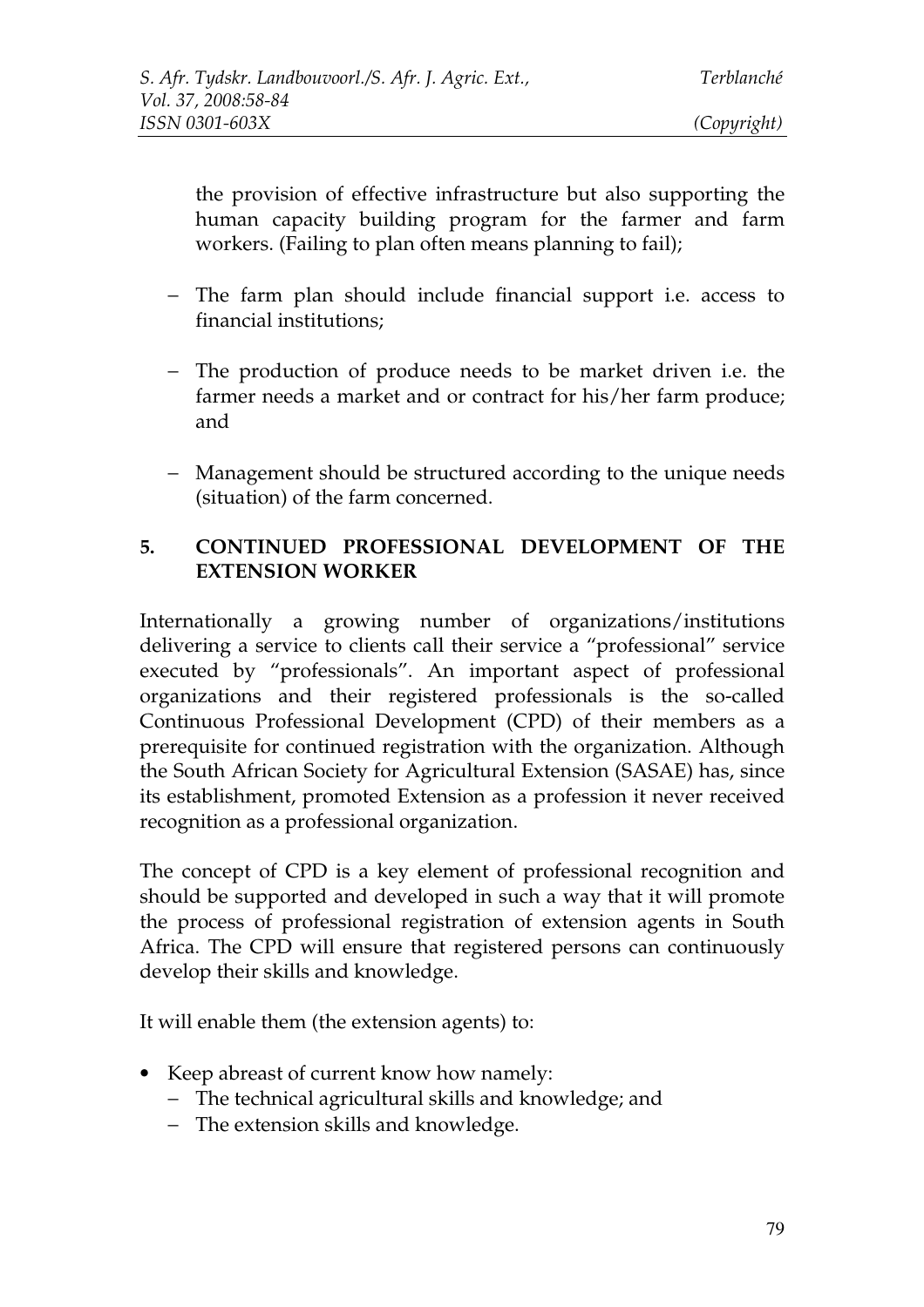the provision of effective infrastructure but also supporting the human capacity building program for the farmer and farm workers. (Failing to plan often means planning to fail);

- The farm plan should include financial support i.e. access to financial institutions;
- The production of produce needs to be market driven i.e. the farmer needs a market and or contract for his/her farm produce; and
- Management should be structured according to the unique needs (situation) of the farm concerned.

## 5. CONTINUED PROFESSIONAL DEVELOPMENT OF THE EXTENSION WORKER

Internationally a growing number of organizations/institutions delivering a service to clients call their service a "professional" service executed by "professionals". An important aspect of professional organizations and their registered professionals is the so-called Continuous Professional Development (CPD) of their members as a prerequisite for continued registration with the organization. Although the South African Society for Agricultural Extension (SASAE) has, since its establishment, promoted Extension as a profession it never received recognition as a professional organization.

The concept of CPD is a key element of professional recognition and should be supported and developed in such a way that it will promote the process of professional registration of extension agents in South Africa. The CPD will ensure that registered persons can continuously develop their skills and knowledge.

It will enable them (the extension agents) to:

- Keep abreast of current know how namely:
  - The technical agricultural skills and knowledge; and
  - The extension skills and knowledge.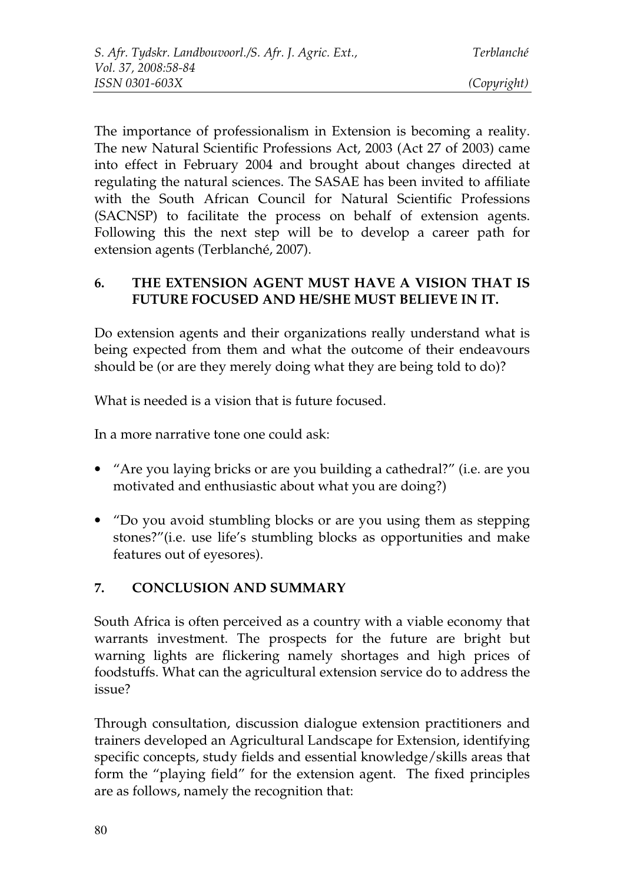The importance of professionalism in Extension is becoming a reality. The new Natural Scientific Professions Act, 2003 (Act 27 of 2003) came into effect in February 2004 and brought about changes directed at regulating the natural sciences. The SASAE has been invited to affiliate with the South African Council for Natural Scientific Professions (SACNSP) to facilitate the process on behalf of extension agents. Following this the next step will be to develop a career path for extension agents (Terblanché, 2007).

## 6. THE EXTENSION AGENT MUST HAVE A VISION THAT IS FUTURE FOCUSED AND HE/SHE MUST BELIEVE IN IT.

Do extension agents and their organizations really understand what is being expected from them and what the outcome of their endeavours should be (or are they merely doing what they are being told to do)?

What is needed is a vision that is future focused.

In a more narrative tone one could ask:

- "Are you laying bricks or are you building a cathedral?" (i.e. are you motivated and enthusiastic about what you are doing?)
- "Do you avoid stumbling blocks or are you using them as stepping stones?"(i.e. use life's stumbling blocks as opportunities and make features out of eyesores).

## 7. CONCLUSION AND SUMMARY

South Africa is often perceived as a country with a viable economy that warrants investment. The prospects for the future are bright but warning lights are flickering namely shortages and high prices of foodstuffs. What can the agricultural extension service do to address the issue?

Through consultation, discussion dialogue extension practitioners and trainers developed an Agricultural Landscape for Extension, identifying specific concepts, study fields and essential knowledge/skills areas that form the "playing field" for the extension agent. The fixed principles are as follows, namely the recognition that: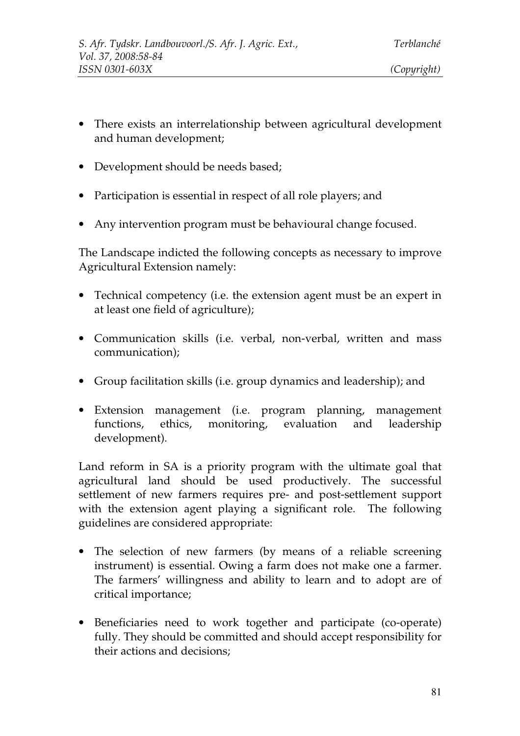- There exists an interrelationship between agricultural development and human development;

- Development should be needs based;

- Participation is essential in respect of all role players; and

- Any intervention program must be behavioural change focused.

The Landscape indicted the following concepts as necessary to improve Agricultural Extension namely:

- Technical competency (i.e. the extension agent must be an expert in at least one field of agriculture);

- Communication skills (i.e. verbal, non-verbal, written and mass communication);

- Group facilitation skills (i.e. group dynamics and leadership); and

- Extension management (i.e. program planning, management functions, ethics, monitoring, evaluation and leadership development).

Land reform in SA is a priority program with the ultimate goal that agricultural land should be used productively. The successful settlement of new farmers requires pre- and post-settlement support with the extension agent playing a significant role. The following guidelines are considered appropriate:

- The selection of new farmers (by means of a reliable screening instrument) is essential. Owing a farm does not make one a farmer. The farmers' willingness and ability to learn and to adopt are of critical importance;

- Beneficiaries need to work together and participate (co-operate) fully. They should be committed and should accept responsibility for their actions and decisions;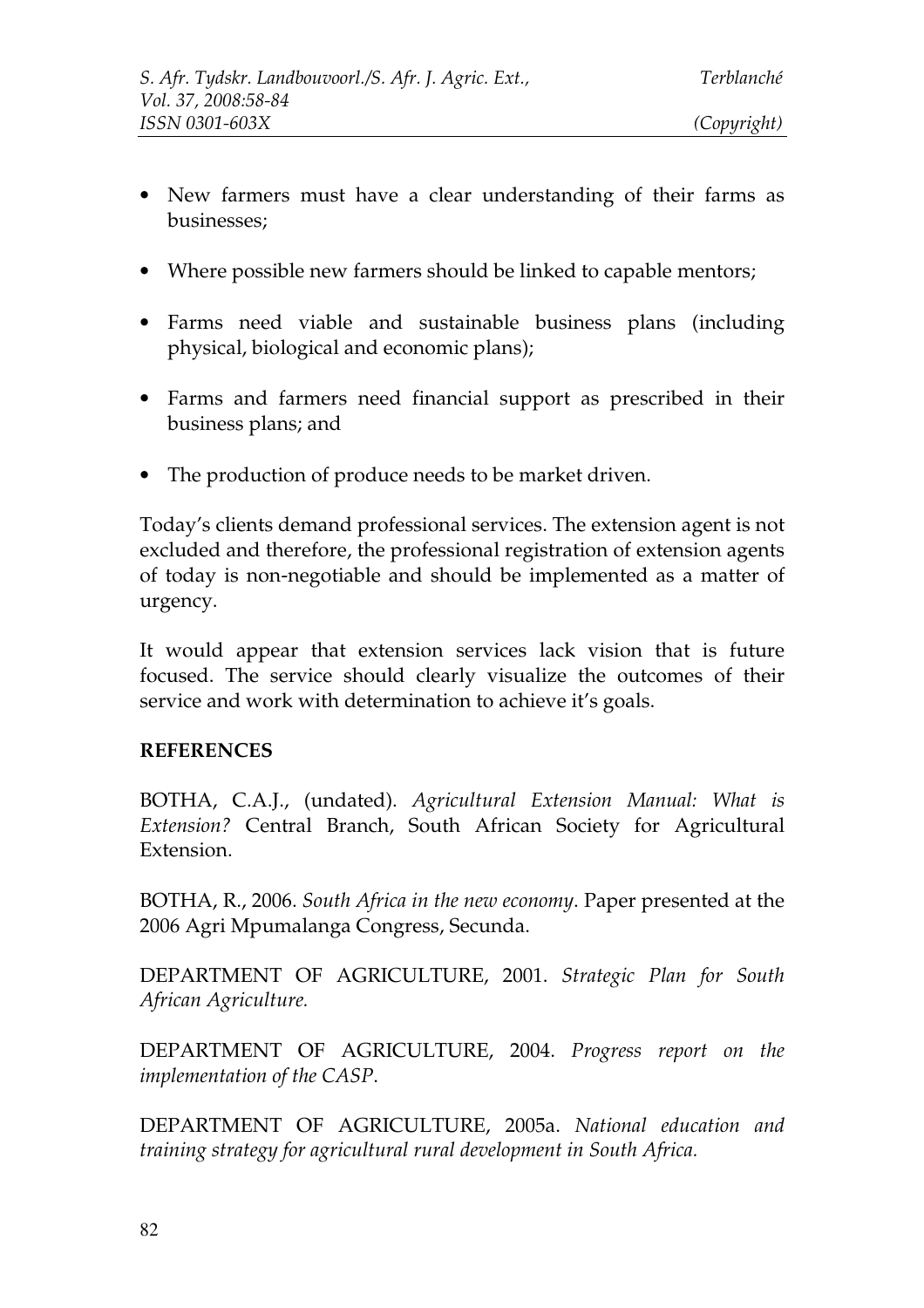- New farmers must have a clear understanding of their farms as businesses;
- Where possible new farmers should be linked to capable mentors;
- Farms need viable and sustainable business plans (including physical, biological and economic plans);
- Farms and farmers need financial support as prescribed in their business plans; and
- The production of produce needs to be market driven.

Today's clients demand professional services. The extension agent is not excluded and therefore, the professional registration of extension agents of today is non-negotiable and should be implemented as a matter of urgency.

It would appear that extension services lack vision that is future focused. The service should clearly visualize the outcomes of their service and work with determination to achieve it's goals.

**REFERENCES**

BOTHA, C.A.J., (undated). *Agricultural Extension Manual: What is Extension?* Central Branch, South African Society for Agricultural Extension.

BOTHA, R., 2006. *South Africa in the new economy*. Paper presented at the 2006 Agri Mpumalanga Congress, Secunda.

DEPARTMENT OF AGRICULTURE, 2001. *Strategic Plan for South African Agriculture.*

DEPARTMENT OF AGRICULTURE, 2004. *Progress report on the implementation of the CASP.*

DEPARTMENT OF AGRICULTURE, 2005a. *National education and training strategy for agricultural rural development in South Africa.*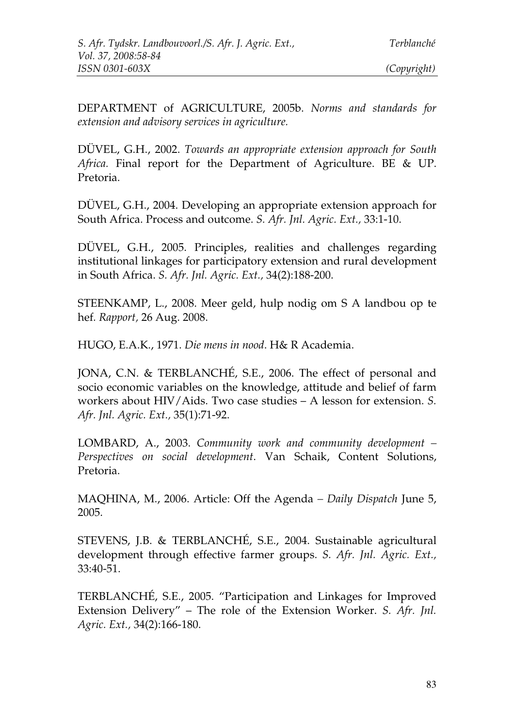DEPARTMENT of AGRICULTURE, 2005b. *Norms and standards for extension and advisory services in agriculture.*

DÜVEL, G.H., 2002. *Towards an appropriate extension approach for South Africa.* Final report for the Department of Agriculture. BE & UP. Pretoria.

DÜVEL, G.H., 2004. Developing an appropriate extension approach for South Africa. Process and outcome. *S. Afr. Jnl. Agric. Ext.,* 33:1-10.

DÜVEL, G.H., 2005. Principles, realities and challenges regarding institutional linkages for participatory extension and rural development in South Africa. *S. Afr. Jnl. Agric. Ext.*, 34(2):188-200.

STEENKAMP, L., 2008. Meer geld, hulp nodig om S A landbou op te hef. *Rapport*, 26 Aug. 2008.

HUGO, E.A.K., 1971. *Die mens in nood*. H& R Academia.

JONA, C.N. & TERBLANCHÉ, S.E., 2006. The effect of personal and socio economic variables on the knowledge, attitude and belief of farm workers about HIV/Aids. Two case studies – A lesson for extension. *S. Afr. Jnl. Agric. Ext.*, 35(1):71-92.

LOMBARD, A., 2003. *Community work and community development – Perspectives on social development*. Van Schaik, Content Solutions, Pretoria.

MAQHINA, M., 2006. Article: Off the Agenda – *Daily Dispatch* June 5, 2005.

STEVENS, J.B. & TERBLANCHÉ, S.E., 2004. Sustainable agricultural development through effective farmer groups. *S. Afr. Jnl. Agric. Ext.*, 33:40-51.

TERBLANCHÉ, S.E., 2005. "Participation and Linkages for Improved Extension Delivery" – The role of the Extension Worker. *S. Afr. Jnl. Agric. Ext.*, 34(2):166-180.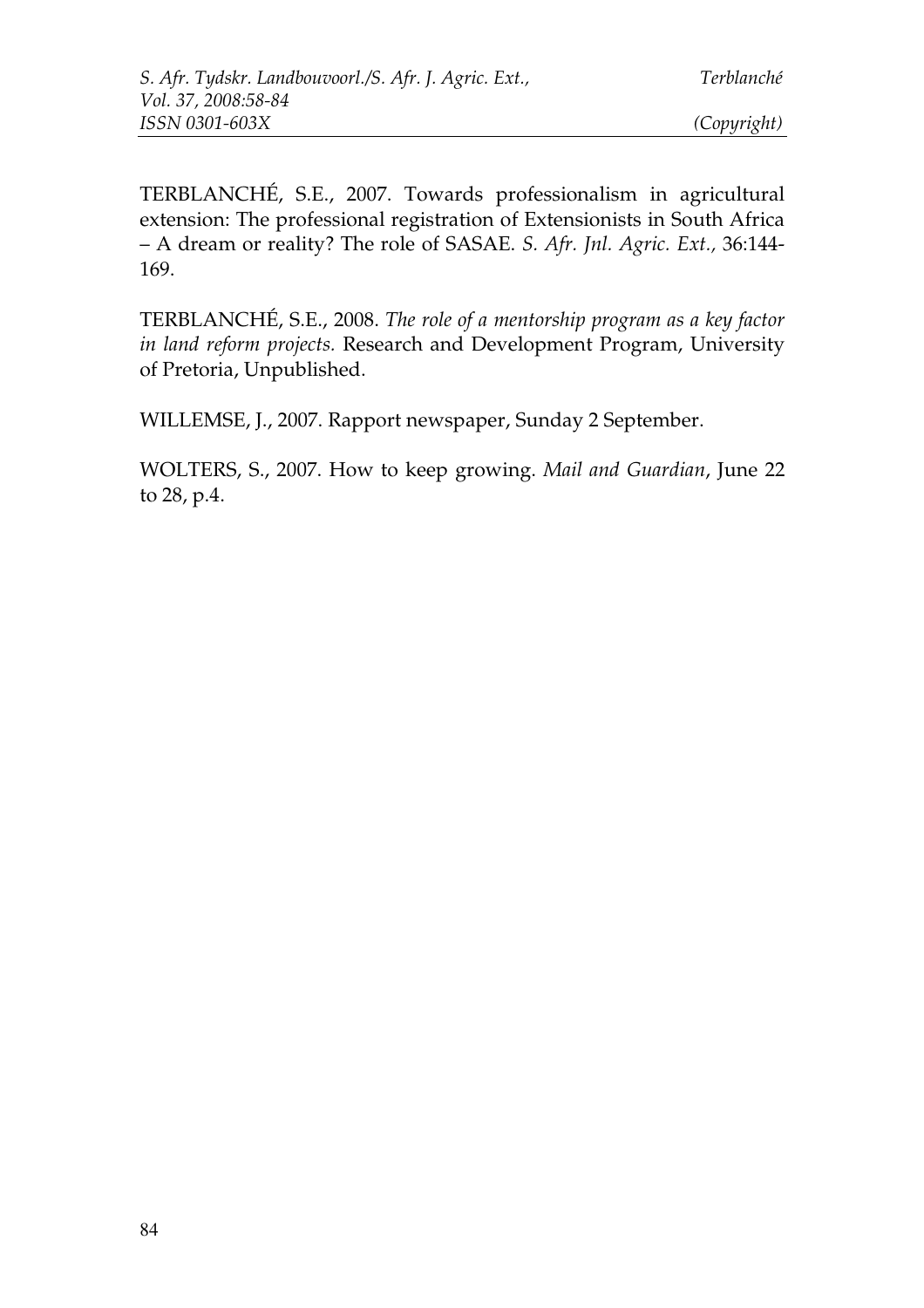TERBLANCHÉ, S.E., 2007. Towards professionalism in agricultural extension: The professional registration of Extensionists in South Africa – A dream or reality? The role of SASAE. *S. Afr. Jnl. Agric. Ext.*, 36:144-169.

TERBLANCHÉ, S.E., 2008. *The role of a mentorship program as a key factor in land reform projects.* Research and Development Program, University of Pretoria, Unpublished.

WILLEMSE, J., 2007. Rapport newspaper, Sunday 2 September.

WOLTERS, S., 2007. How to keep growing. *Mail and Guardian*, June 22 to 28, p.4.